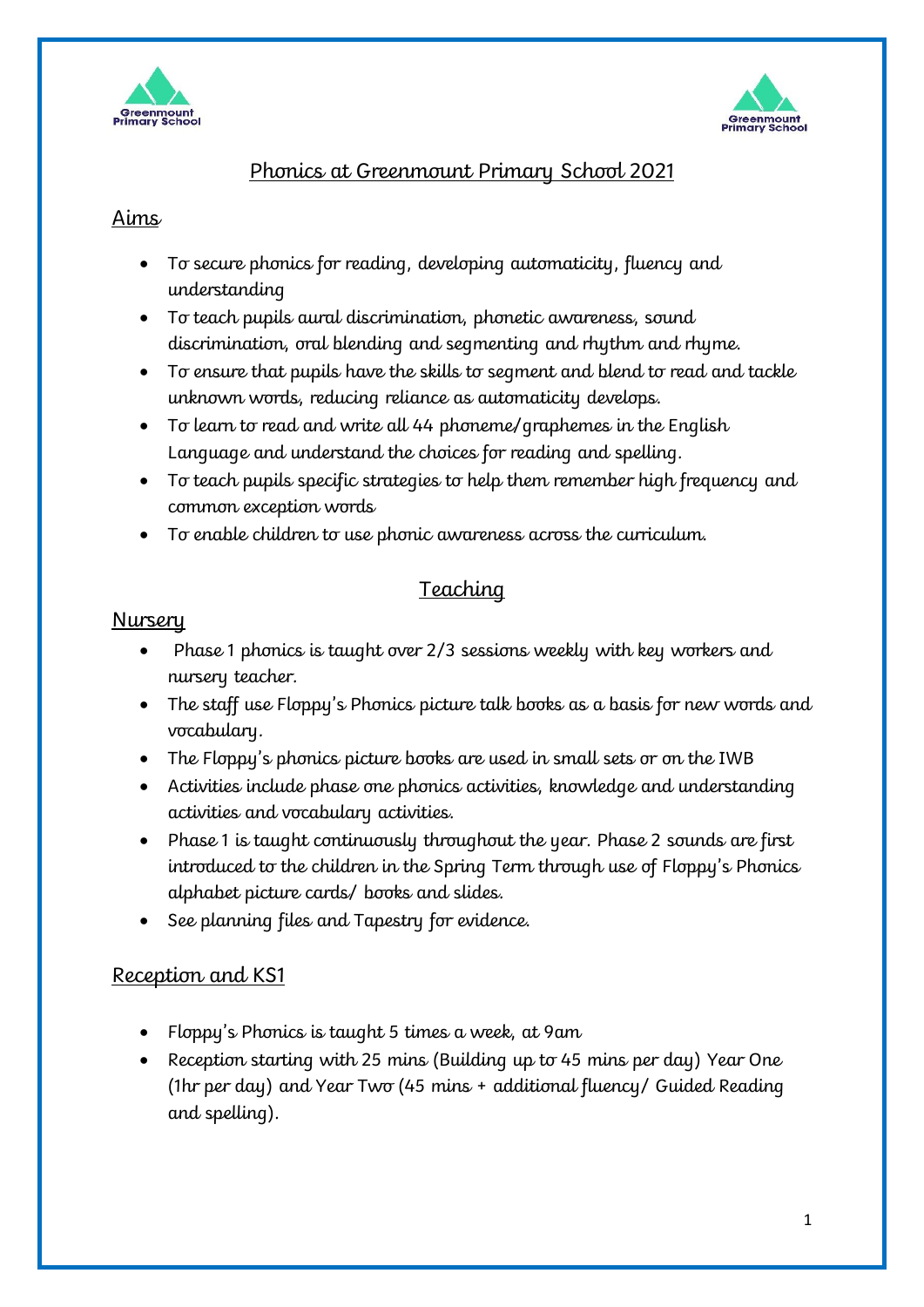# Phonics at Greenmount Primary School 2021

## Aims

- To secure phonics for reading, developing automaticity, fluency and understanding
- To teach pupils aural discrimination, phonetic awareness, sound discrimination, oral blending and segmenting and rhythm and rhyme.
- To ensure that pupils have the skills to segment and blend to read and tackle unknown words, reducing reliance as automaticity develops.
- To learn to read and write all 44 phoneme/graphemes in the English Language and understand the choices for reading and spelling.
- To teach pupils specific strategies to help them remember high frequency and common exception words
- To enable children to use phonic awareness across the curriculum.

## Teaching

### Nursery

- Phase 1 phonics is taught over 2/3 sessions weekly with key workers and nursery teacher.
- The staff use Floppy's Phonics picture talk books as a basis for new words and vocabulary.
- The Floppy's phonics picture books are used in small sets or on the IWB
- Activities include phase one phonics activities, knowledge and understanding activities and vocabulary activities.
- Phase 1 is taught continuously throughout the year. Phase 2 sounds are first introduced to the children in the Spring Term through use of Floppy's Phonics alphabet picture cards/ books and slides.
- See planning files and Tapestry for evidence.

### Reception and KS1

- Floppy's Phonics is taught 5 times a week, at 9am
- Reception starting with 25 mins (Building up to 45 mins per day) Year One (1hr per day) and Year Two (45 mins + additional fluency/ Guided Reading and spelling).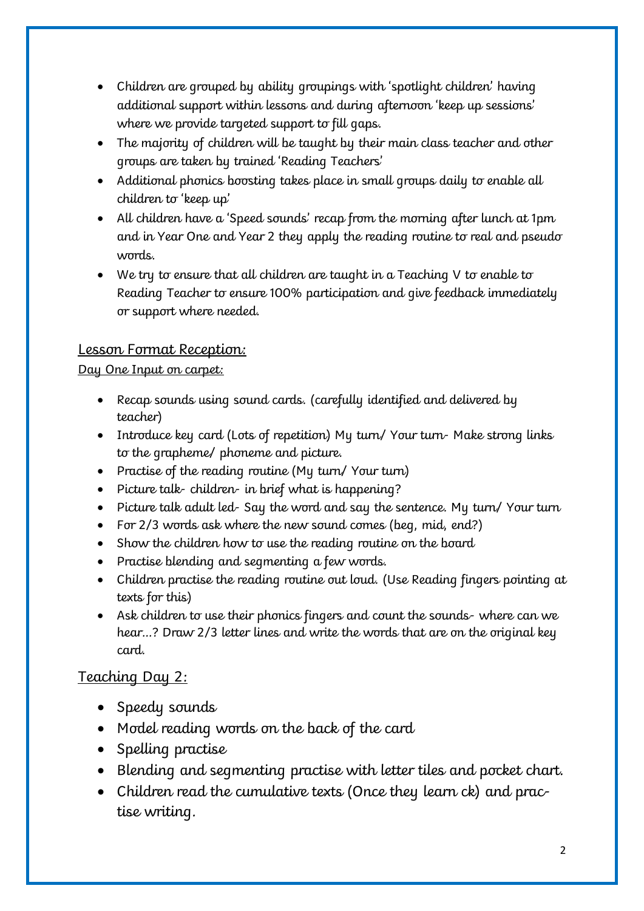- Children are grouped by ability groupings with 'spotlight children' having additional support within lessons and during afternoon 'keep up sessions' where we provide targeted support to fill gaps.
- The majority of children will be taught by their main class teacher and other groups are taken by trained 'Reading Teachers'
- Additional phonics boosting takes place in small groups daily to enable all children to 'keep up'
- All children have a 'Speed sounds' recap from the morning after lunch at 1pm and in Year One and Year 2 they apply the reading routine to real and pseudo words.
- We try to ensure that all children are taught in a Teaching V to enable to Reading Teacher to ensure 100% participation and give feedback immediately or support where needed.

<u>Lesson Format Reception:</u>

<u>Day One Input on carpet:</u>

- Recap sounds using sound cards. (carefully identified and delivered by teacher)
- Introduce key card (Lots of repetition) My turn/ Your turn- Make strong links to the grapheme/ phoneme and picture.
- Practise of the reading routine (My turn/ Your turn)
- Picture talk- children- in brief what is happening?
- Picture talk adult led- Say the word and say the sentence. My turn/ Your turn
- For 2/3 words ask where the new sound comes (beg, mid, end?)
- Show the children how to use the reading routine on the board
- Practise blending and segmenting a few words.
- Children practise the reading routine out loud. (Use Reading fingers pointing at texts for this)
- Ask children to use their phonics fingers and count the sounds- where can we hear...? Draw 2/3 letter lines and write the words that are on the original key card.

<u>Teaching Day 2:</u>

- Speedy sounds
- Model reading words on the back of the card
- Spelling practise
- Blending and segmenting practise with letter tiles and pocket chart.
- Children read the cumulative texts (Once they learn ck) and practise writing.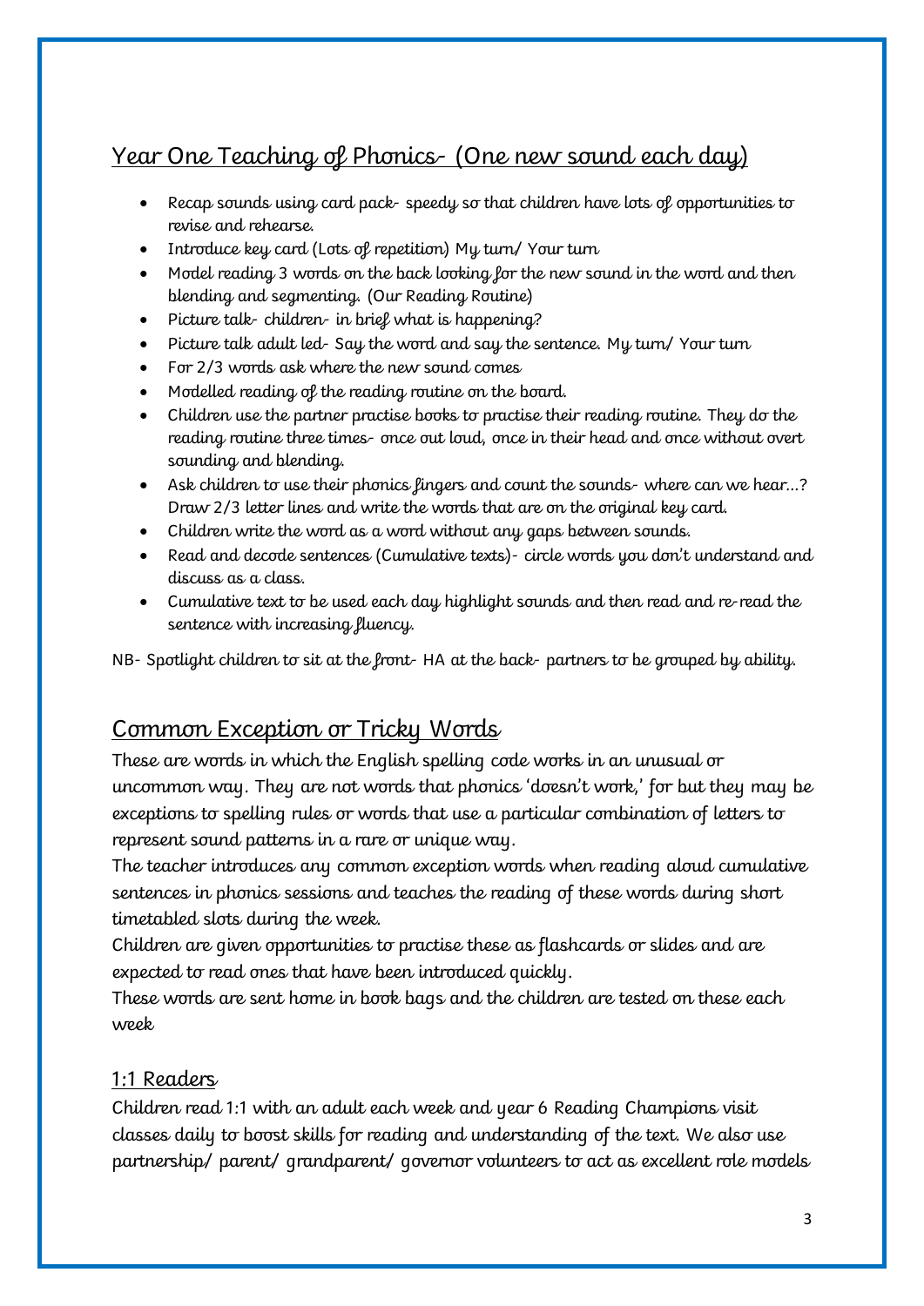## Year One Teaching of Phonics- (One new sound each day)

- Recap sounds using card pack- speedy so that children have lots of opportunities to revise and rehearse.
- Introduce key card (Lots of repetition) My turn/ Your turn
- Model reading 3 words on the back looking for the new sound in the word and then blending and segmenting. (Our Reading Routine)
- Picture talk- children- in brief what is happening?
- Picture talk adult led- Say the word and say the sentence. My turn/ Your turn
- For 2/3 words ask where the new sound comes
- Modelled reading of the reading routine on the board.
- Children use the partner practise books to practise their reading routine. They do the reading routine three times- once out loud, once in their head and once without overt sounding and blending.
- Ask children to use their phonics fingers and count the sounds- where can we hear…? Draw 2/3 letter lines and write the words that are on the original key card.
- Children write the word as a word without any gaps between sounds.
- Read and decode sentences (Cumulative texts)- circle words you don't understand and discuss as a class.
- Cumulative text to be used each day highlight sounds and then read and re-read the sentence with increasing fluency.

NB- Spotlight children to sit at the front- HA at the back- partners to be grouped by ability.

## Common Exception or Tricky Words

These are words in which the English spelling code works in an unusual or uncommon way. They are not words that phonics 'doesn't work,' for but they may be exceptions to spelling rules or words that use a particular combination of letters to represent sound patterns in a rare or unique way.

The teacher introduces any common exception words when reading aloud cumulative sentences in phonics sessions and teaches the reading of these words during short timetabled slots during the week.

Children are given opportunities to practise these as flashcards or slides and are expected to read ones that have been introduced quickly.

These words are sent home in book bags and the children are tested on these each week

### 1:1 Readers

Children read 1:1 with an adult each week and year 6 Reading Champions visit classes daily to boost skills for reading and understanding of the text. We also use partnership/ parent/ grandparent/ governor volunteers to act as excellent role models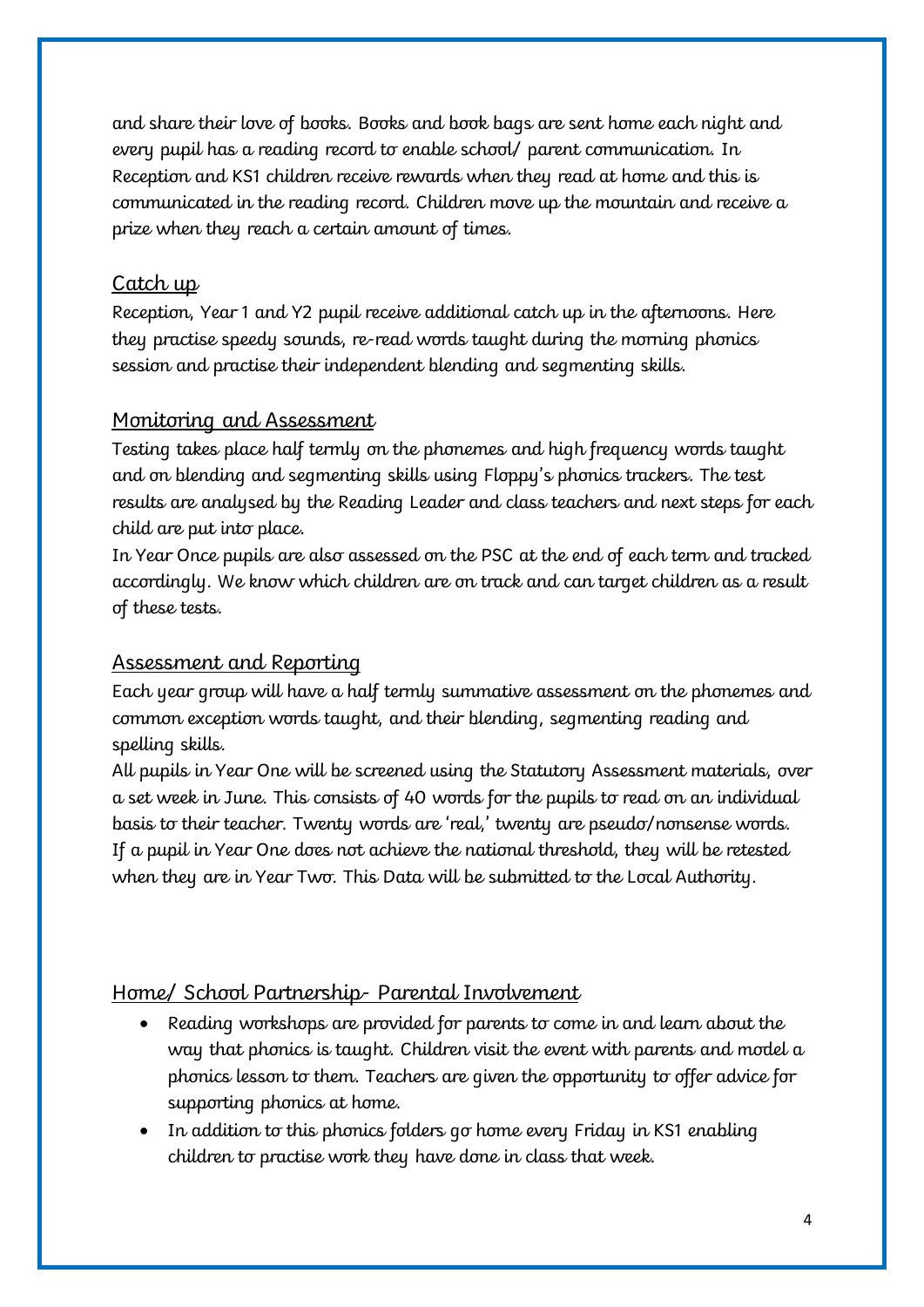and share their love of books. Books and book bags are sent home each night and every pupil has a reading record to enable school/ parent communication. In Reception and KS1 children receive rewards when they read at home and this is communicated in the reading record. Children move up the mountain and receive a prize when they reach a certain amount of times.

## Catch up

Reception, Year 1 and Y2 pupil receive additional catch up in the afternoons. Here they practise speedy sounds, re-read words taught during the morning phonics session and practise their independent blending and segmenting skills.

## Monitoring and Assessment

Testing takes place half termly on the phonemes and high frequency words taught and on blending and segmenting skills using Floppy's phonics trackers. The test results are analysed by the Reading Leader and class teachers and next steps for each child are put into place.

In Year Once pupils are also assessed on the PSC at the end of each term and tracked accordingly. We know which children are on track and can target children as a result of these tests.

## Assessment and Reporting

Each year group will have a half termly summative assessment on the phonemes and common exception words taught, and their blending, segmenting reading and spelling skills.

All pupils in Year One will be screened using the Statutory Assessment materials, over a set week in June. This consists of 40 words for the pupils to read on an individual basis to their teacher. Twenty words are 'real,' twenty are pseudo/nonsense words. If a pupil in Year One does not achieve the national threshold, they will be retested when they are in Year Two. This Data will be submitted to the Local Authority.

## Home/ School Partnership- Parental Involvement

- Reading workshops are provided for parents to come in and learn about the way that phonics is taught. Children visit the event with parents and model a phonics lesson to them. Teachers are given the opportunity to offer advice for supporting phonics at home.
- In addition to this phonics folders go home every Friday in KS1 enabling children to practise work they have done in class that week.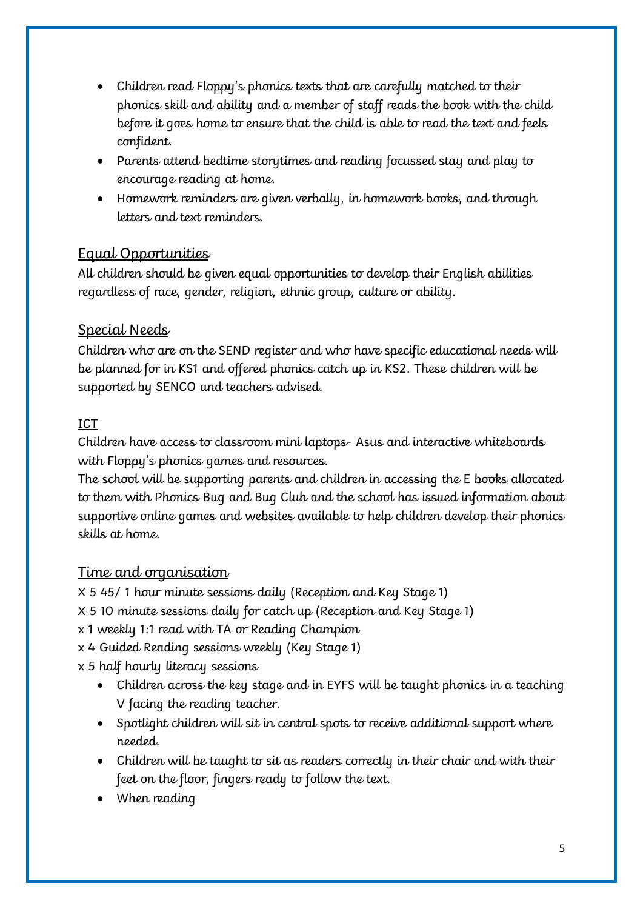- Children read Floppy's phonics texts that are carefully matched to their phonics skill and ability and a member of staff reads the book with the child before it goes home to ensure that the child is able to read the text and feels confident.
- Parents attend bedtime storytimes and reading focussed stay and play to encourage reading at home.
- Homework reminders are given verbally, in homework books, and through letters and text reminders.

## Equal Opportunities

All children should be given equal opportunities to develop their English abilities regardless of race, gender, religion, ethnic group, culture or ability.

## Special Needs

Children who are on the SEND register and who have specific educational needs will be planned for in KS1 and offered phonics catch up in KS2. These children will be supported by SENCO and teachers advised.

## ICT

Children have access to classroom mini laptops- Asus and interactive whiteboards with Floppy's phonics games and resources.

The school will be supporting parents and children in accessing the E books allocated to them with Phonics Bug and Bug Club and the school has issued information about supportive online games and websites available to help children develop their phonics skills at home.

## Time and organisation

X 5 45/ 1 hour minute sessions daily (Reception and Key Stage 1)

X 5 10 minute sessions daily for catch up (Reception and Key Stage 1)

x 1 weekly 1:1 read with TA or Reading Champion

x 4 Guided Reading sessions weekly (Key Stage 1)

x 5 half hourly literacy sessions

- Children across the key stage and in EYFS will be taught phonics in a teaching V facing the reading teacher.
- Spotlight children will sit in central spots to receive additional support where needed.
- Children will be taught to sit as readers correctly in their chair and with their feet on the floor, fingers ready to follow the text.
- When reading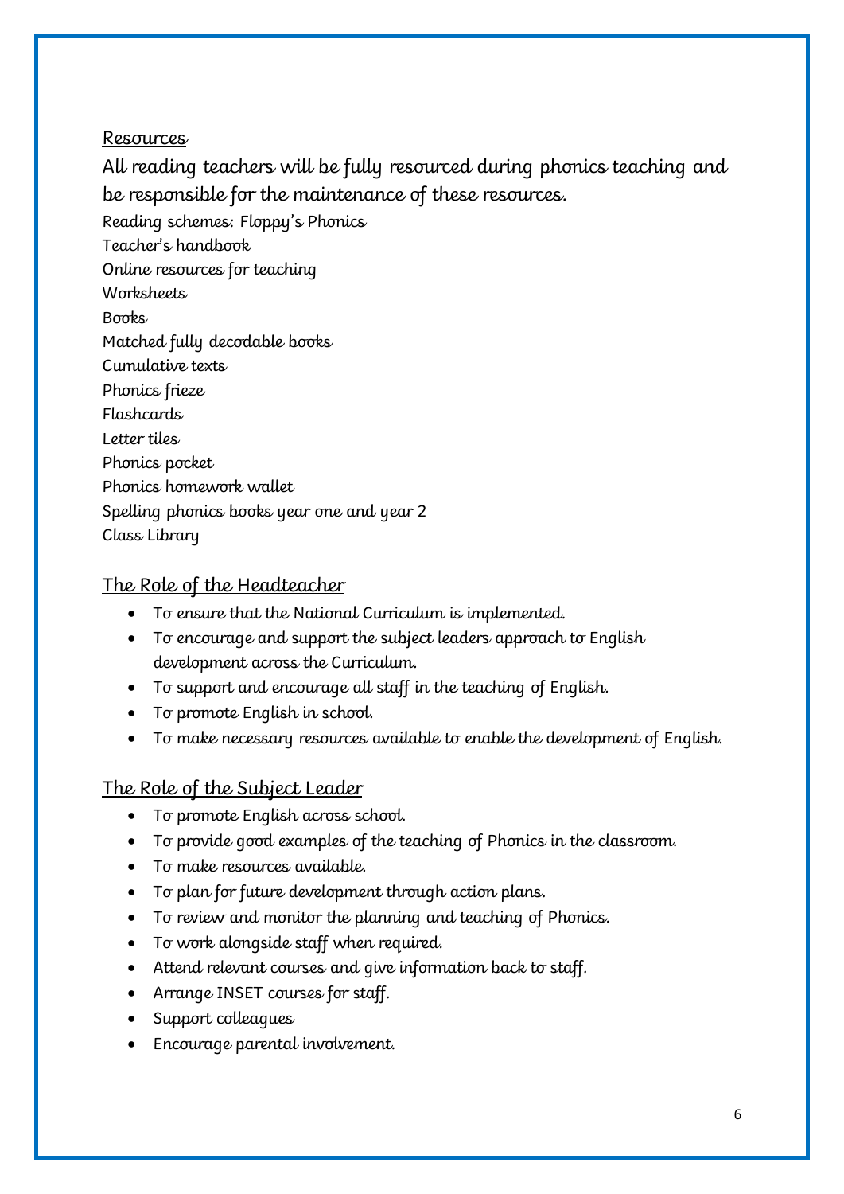## Resources

All reading teachers will be fully resourced during phonics teaching and be responsible for the maintenance of these resources.

Reading schemes: Floppy's Phonics
Teacher's handbook
Online resources for teaching
Worksheets
Books
Matched fully decodable books
Cumulative texts
Phonics frieze
Flashcards
Letter tiles
Phonics pocket
Phonics homework wallet
Spelling phonics books year one and year 2
Class Library

## The Role of the Headteacher

- To ensure that the National Curriculum is implemented.
- To encourage and support the subject leaders approach to English development across the Curriculum.
- To support and encourage all staff in the teaching of English.
- To promote English in school.
- To make necessary resources available to enable the development of English.

## The Role of the Subject Leader

- To promote English across school.
- To provide good examples of the teaching of Phonics in the classroom.
- To make resources available.
- To plan for future development through action plans.
- To review and monitor the planning and teaching of Phonics.
- To work alongside staff when required.
- Attend relevant courses and give information back to staff.
- Arrange INSET courses for staff.
- Support colleagues
- Encourage parental involvement.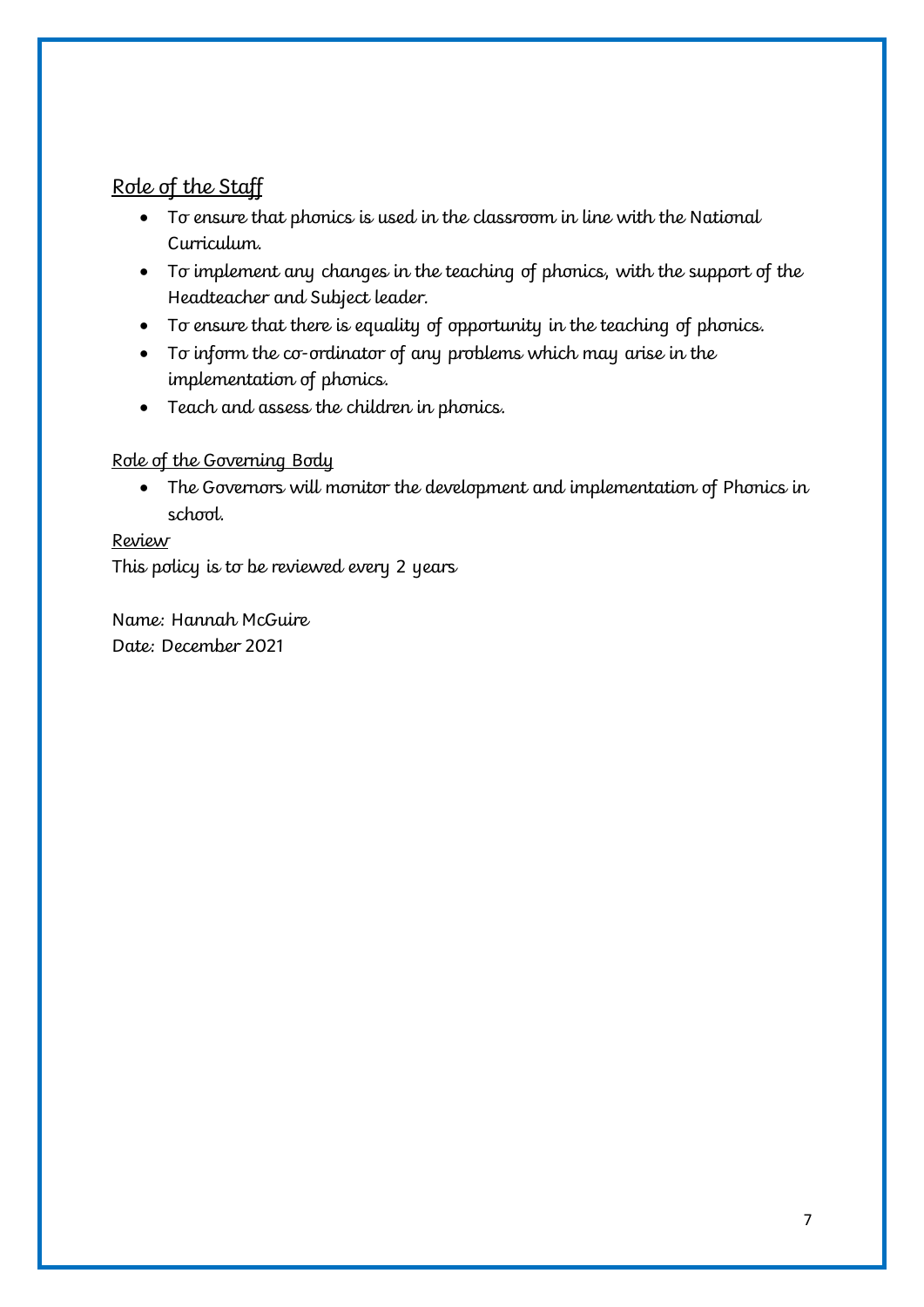## Role of the Staff

- To ensure that phonics is used in the classroom in line with the National Curriculum.
- To implement any changes in the teaching of phonics, with the support of the Headteacher and Subject leader.
- To ensure that there is equality of opportunity in the teaching of phonics.
- To inform the co-ordinator of any problems which may arise in the implementation of phonics.
- Teach and assess the children in phonics.

### Role of the Governing Body

- The Governors will monitor the development and implementation of Phonics in school.

### Review

This policy is to be reviewed every 2 years

Name: Hannah McGuire
Date: December 2021